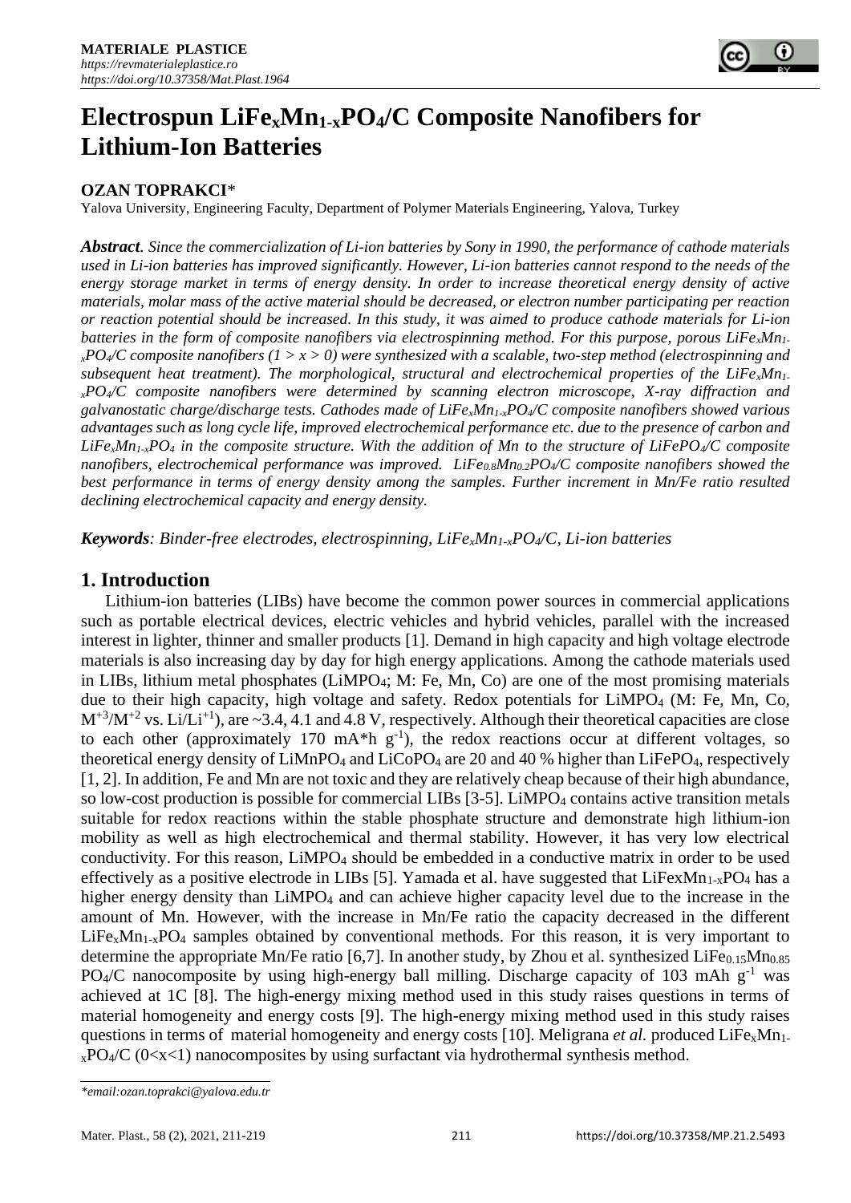# Electrospun $LiFe_xMn_{1-x}PO_4$/C Composite Nanofibers for Lithium-Ion Batteries

**OZAN TOPRAKCI***

Yalova University, Engineering Faculty, Department of Polymer Materials Engineering, Yalova, Turkey

***Abstract****. Since the commercialization of Li-ion batteries by Sony in 1990, the performance of cathode materials used in Li-ion batteries has improved significantly. However, Li-ion batteries cannot respond to the needs of the energy storage market in terms of energy density. In order to increase theoretical energy density of active materials, molar mass of the active material should be decreased, or electron number participating per reaction or reaction potential should be increased. In this study, it was aimed to produce cathode materials for Li-ion batteries in the form of composite nanofibers via electrospinning method. For this purpose, porous $LiFe_xMn_{1-x}PO_4$/C composite nanofibers ($1 > x > 0$) were synthesized with a scalable, two-step method (electrospinning and subsequent heat treatment). The morphological, structural and electrochemical properties of the $LiFe_xMn_{1-x}PO_4$/C composite nanofibers were determined by scanning electron microscope, X-ray diffraction and galvanostatic charge/discharge tests. Cathodes made of $LiFe_xMn_{1-x}PO_4$/C composite nanofibers showed various advantages such as long cycle life, improved electrochemical performance etc. due to the presence of carbon and $LiFe_xMn_{1-x}PO_4$ in the composite structure. With the addition of Mn to the structure of $LiFePO_4$/C composite nanofibers, electrochemical performance was improved. $LiFe_{0.8}Mn_{0.2}PO_4$/C composite nanofibers showed the best performance in terms of energy density among the samples. Further increment in Mn/Fe ratio resulted declining electrochemical capacity and energy density.*

***Keywords****: Binder-free electrodes, electrospinning, $LiFe_xMn_{1-x}PO_4$/C, Li-ion batteries*

## 1. Introduction

Lithium-ion batteries (LIBs) have become the common power sources in commercial applications such as portable electrical devices, electric vehicles and hybrid vehicles, parallel with the increased interest in lighter, thinner and smaller products [1]. Demand in high capacity and high voltage electrode materials is also increasing day by day for high energy applications. Among the cathode materials used in LIBs, lithium metal phosphates ($LiMPO_4$; M: Fe, Mn, Co) are one of the most promising materials due to their high capacity, high voltage and safety. Redox potentials for $LiMPO_4$ (M: Fe, Mn, Co, $M^{+3}/M^{+2}$ vs. $Li/Li^{+1}$), are ~3.4, 4.1 and 4.8 V, respectively. Although their theoretical capacities are close to each other (approximately 170 mA*h $g^{-1}$), the redox reactions occur at different voltages, so theoretical energy density of $LiMnPO_4$ and $LiCoPO_4$ are 20 and 40 % higher than $LiFePO_4$, respectively [1, 2]. In addition, Fe and Mn are not toxic and they are relatively cheap because of their high abundance, so low-cost production is possible for commercial LIBs [3-5]. $LiMPO_4$ contains active transition metals suitable for redox reactions within the stable phosphate structure and demonstrate high lithium-ion mobility as well as high electrochemical and thermal stability. However, it has very low electrical conductivity. For this reason, $LiMPO_4$ should be embedded in a conductive matrix in order to be used effectively as a positive electrode in LIBs [5]. Yamada et al. have suggested that $LiFexMn_{1-x}PO_4$ has a higher energy density than $LiMPO_4$ and can achieve higher capacity level due to the increase in the amount of Mn. However, with the increase in Mn/Fe ratio the capacity decreased in the different $LiFe_xMn_{1-x}PO_4$ samples obtained by conventional methods. For this reason, it is very important to determine the appropriate Mn/Fe ratio [6,7]. In another study, by Zhou et al. synthesized $LiFe_{0.15}Mn_{0.85}PO_4$/C nanocomposite by using high-energy ball milling. Discharge capacity of 103 mAh $g^{-1}$ was achieved at 1C [8]. The high-energy mixing method used in this study raises questions in terms of material homogeneity and energy costs [9]. The high-energy mixing method used in this study raises questions in terms of material homogeneity and energy costs [10]. Meligrana *et al.* produced $LiFe_xMn_{1-x}PO_4$/C ($0<x<1$) nanocomposites by using surfactant via hydrothermal synthesis method.

*email:ozan.toprakci@yalova.edu.tr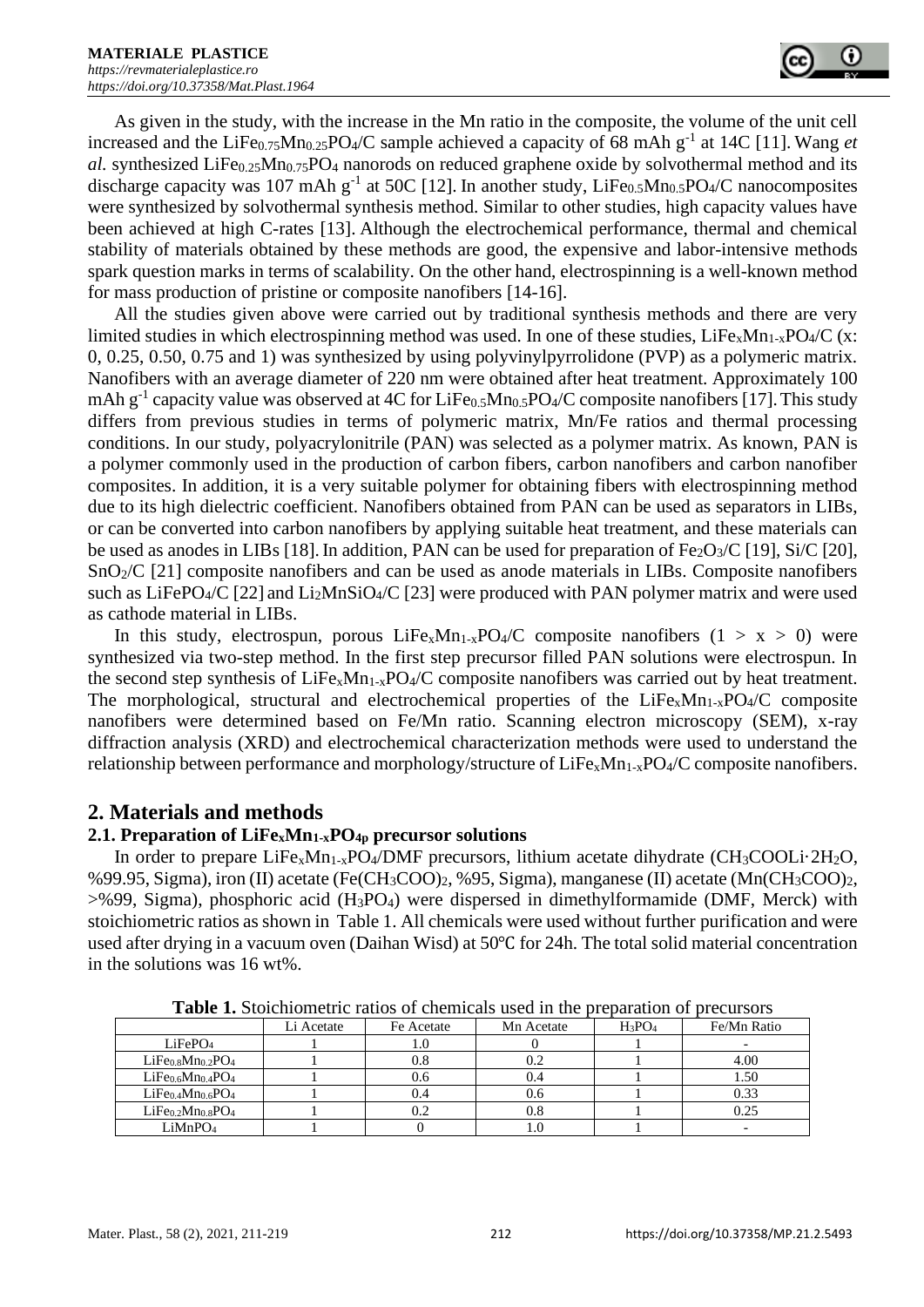As given in the study, with the increase in the Mn ratio in the composite, the volume of the unit cell increased and the $LiFe_{0.75}Mn_{0.25}PO_4/C$ sample achieved a capacity of 68 mAh $g^{-1}$ at 14C [11]. Wang *et al.* synthesized $LiFe_{0.25}Mn_{0.75}PO_4$ nanorods on reduced graphene oxide by solvothermal method and its discharge capacity was 107 mAh $g^{-1}$ at 50C [12]. In another study, $LiFe_{0.5}Mn_{0.5}PO_4/C$ nanocomposites were synthesized by solvothermal synthesis method. Similar to other studies, high capacity values have been achieved at high C-rates [13]. Although the electrochemical performance, thermal and chemical stability of materials obtained by these methods are good, the expensive and labor-intensive methods spark question marks in terms of scalability. On the other hand, electrospinning is a well-known method for mass production of pristine or composite nanofibers [14-16].

All the studies given above were carried out by traditional synthesis methods and there are very limited studies in which electrospinning method was used. In one of these studies, $LiFe_xMn_{1-x}PO_4/C$ (x: 0, 0.25, 0.50, 0.75 and 1) was synthesized by using polyvinylpyrrolidone (PVP) as a polymeric matrix. Nanofibers with an average diameter of 220 nm were obtained after heat treatment. Approximately 100 mAh $g^{-1}$ capacity value was observed at 4C for $LiFe_{0.5}Mn_{0.5}PO_4/C$ composite nanofibers [17]. This study differs from previous studies in terms of polymeric matrix, Mn/Fe ratios and thermal processing conditions. In our study, polyacrylonitrile (PAN) was selected as a polymer matrix. As known, PAN is a polymer commonly used in the production of carbon fibers, carbon nanofibers and carbon nanofiber composites. In addition, it is a very suitable polymer for obtaining fibers with electrospinning method due to its high dielectric coefficient. Nanofibers obtained from PAN can be used as separators in LIBs, or can be converted into carbon nanofibers by applying suitable heat treatment, and these materials can be used as anodes in LIBs [18]. In addition, PAN can be used for preparation of $Fe_2O_3/C$ [19], Si/C [20], $SnO_2/C$ [21] composite nanofibers and can be used as anode materials in LIBs. Composite nanofibers such as $LiFePO_4/C$ [22] and $Li_2MnSiO_4/C$ [23] were produced with PAN polymer matrix and were used as cathode material in LIBs.

In this study, electrospun, porous $LiFe_xMn_{1-x}PO_4/C$ composite nanofibers ($1 > x > 0$) were synthesized via two-step method. In the first step precursor filled PAN solutions were electrospun. In the second step synthesis of $LiFe_xMn_{1-x}PO_4/C$ composite nanofibers was carried out by heat treatment. The morphological, structural and electrochemical properties of the $LiFe_xMn_{1-x}PO_4/C$ composite nanofibers were determined based on Fe/Mn ratio. Scanning electron microscopy (SEM), x-ray diffraction analysis (XRD) and electrochemical characterization methods were used to understand the relationship between performance and morphology/structure of $LiFe_xMn_{1-x}PO_4/C$ composite nanofibers.

## 2. Materials and methods

### 2.1. Preparation of $LiFe_xMn_{1-x}PO_{4p}$ precursor solutions

In order to prepare $LiFe_xMn_{1-x}PO_4$/DMF precursors, lithium acetate dihydrate ($CH_3COOLi\cdot 2H_2O$, %99.95, Sigma), iron (II) acetate ($Fe(CH_3COO)_2$, %95, Sigma), manganese (II) acetate ($Mn(CH_3COO)_2$, >%99, Sigma), phosphoric acid ($H_3PO_4$) were dispersed in dimethylformamide (DMF, Merck) with stoichiometric ratios as shown in Table 1. All chemicals were used without further purification and were used after drying in a vacuum oven (Daihan Wisd) at 50℃ for 24h. The total solid material concentration in the solutions was 16 wt%.

**Table 1.** Stoichiometric ratios of chemicals used in the preparation of precursors

| | Li Acetate | Fe Acetate | Mn Acetate | $H_3PO_4$ | Fe/Mn Ratio |
|---|---|---|---|---|---|
| $LiFePO_4$ | 1 | 1.0 | 0 | 1 | - |
| $LiFe_{0.8}Mn_{0.2}PO_4$ | 1 | 0.8 | 0.2 | 1 | 4.00 |
| $LiFe_{0.6}Mn_{0.4}PO_4$ | 1 | 0.6 | 0.4 | 1 | 1.50 |
| $LiFe_{0.4}Mn_{0.6}PO_4$ | 1 | 0.4 | 0.6 | 1 | 0.33 |
| $LiFe_{0.2}Mn_{0.8}PO_4$ | 1 | 0.2 | 0.8 | 1 | 0.25 |
| $LiMnPO_4$ | 1 | 0 | 1.0 | 1 | - |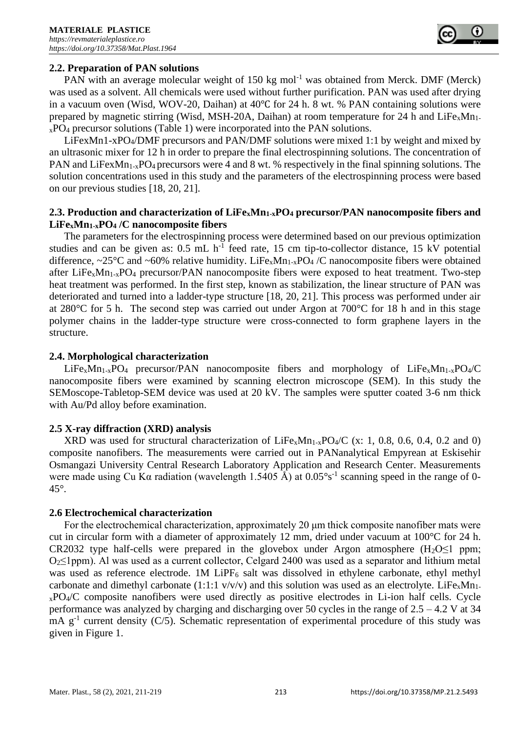### 2.2. Preparation of PAN solutions

PAN with an average molecular weight of 150 kg $mol^{-1}$ was obtained from Merck. DMF (Merck) was used as a solvent. All chemicals were used without further purification. PAN was used after drying in a vacuum oven (Wisd, WOV-20, Daihan) at 40℃ for 24 h. 8 wt. % PAN containing solutions were prepared by magnetic stirring (Wisd, MSH-20A, Daihan) at room temperature for 24 h and $LiFe_xMn_{1-x}PO_4$ precursor solutions (Table 1) were incorporated into the PAN solutions.

LiFexMn1-xPO$_4$/DMF precursors and PAN/DMF solutions were mixed 1:1 by weight and mixed by an ultrasonic mixer for 12 h in order to prepare the final electrospinning solutions. The concentration of PAN and LiFex$Mn_{1-x}PO_4$ precursors were 4 and 8 wt. % respectively in the final spinning solutions. The solution concentrations used in this study and the parameters of the electrospinning process were based on our previous studies [18, 20, 21].

### 2.3. Production and characterization of $LiFe_xMn_{1-x}PO_4$ precursor/PAN nanocomposite fibers and $LiFe_xMn_{1-x}PO_4$ /C nanocomposite fibers

The parameters for the electrospinning process were determined based on our previous optimization studies and can be given as: 0.5 mL $h^{-1}$ feed rate, 15 cm tip-to-collector distance, 15 kV potential difference, ~25°C and ~60% relative humidity. $LiFe_xMn_{1-x}PO_4$ /C nanocomposite fibers were obtained after $LiFe_xMn_{1-x}PO_4$ precursor/PAN nanocomposite fibers were exposed to heat treatment. Two-step heat treatment was performed. In the first step, known as stabilization, the linear structure of PAN was deteriorated and turned into a ladder-type structure [18, 20, 21]. This process was performed under air at 280°C for 5 h. The second step was carried out under Argon at 700°C for 18 h and in this stage polymer chains in the ladder-type structure were cross-connected to form graphene layers in the structure.

### 2.4. Morphological characterization

$LiFe_xMn_{1-x}PO_4$ precursor/PAN nanocomposite fibers and morphology of $LiFe_xMn_{1-x}PO_4$/C nanocomposite fibers were examined by scanning electron microscope (SEM). In this study the SEMoscope-Tabletop-SEM device was used at 20 kV. The samples were sputter coated 3-6 nm thick with Au/Pd alloy before examination.

### 2.5 X-ray diffraction (XRD) analysis

XRD was used for structural characterization of $LiFe_xMn_{1-x}PO_4$/C (x: 1, 0.8, 0.6, 0.4, 0.2 and 0) composite nanofibers. The measurements were carried out in PANanalytical Empyrean at Eskisehir Osmangazi University Central Research Laboratory Application and Research Center. Measurements were made using Cu Kα radiation (wavelength 1.5405 Å) at 0.05°$s^{-1}$ scanning speed in the range of 0-45°.

### 2.6 Electrochemical characterization

For the electrochemical characterization, approximately 20 μm thick composite nanofiber mats were cut in circular form with a diameter of approximately 12 mm, dried under vacuum at 100°C for 24 h. CR2032 type half-cells were prepared in the glovebox under Argon atmosphere ($H_2O$≤1 ppm; $O_2$≤1ppm). Al was used as a current collector, Celgard 2400 was used as a separator and lithium metal was used as reference electrode. 1M $LiPF_6$ salt was dissolved in ethylene carbonate, ethyl methyl carbonate and dimethyl carbonate (1:1:1 v/v/v) and this solution was used as an electrolyte. $LiFe_xMn_{1-x}PO_4$/C composite nanofibers were used directly as positive electrodes in Li-ion half cells. Cycle performance was analyzed by charging and discharging over 50 cycles in the range of 2.5 – 4.2 V at 34 mA $g^{-1}$ current density (C/5). Schematic representation of experimental procedure of this study was given in Figure 1.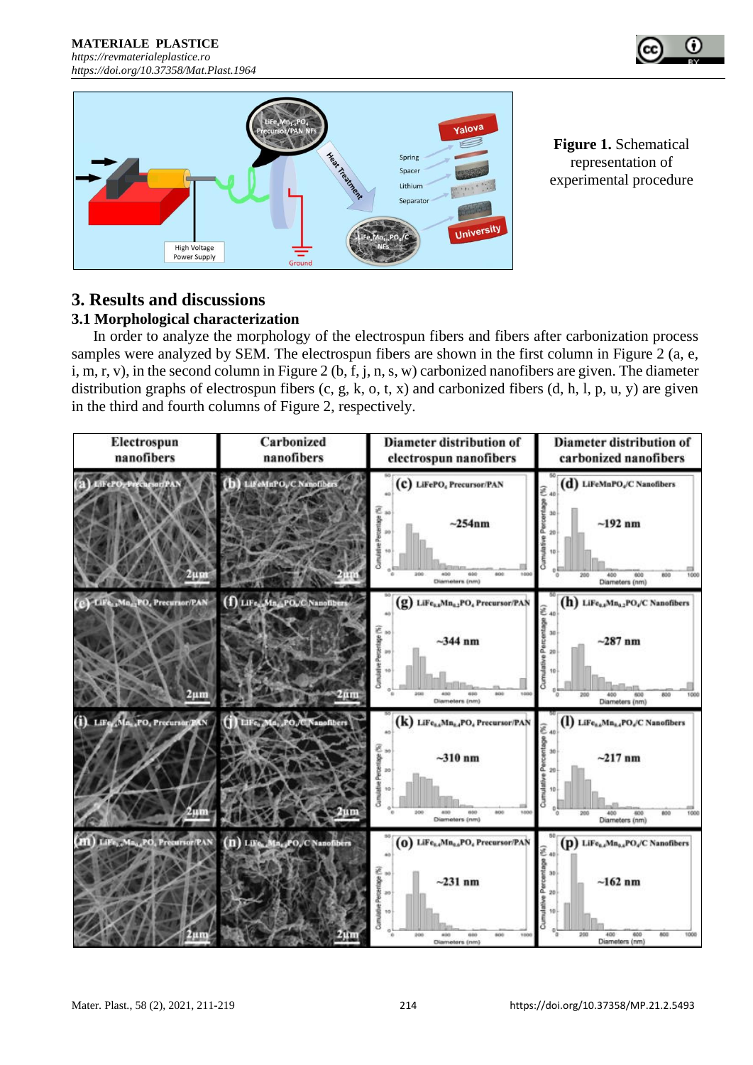**Figure 1.** Schematical representation of experimental procedure

## 3. Results and discussions

### 3.1 Morphological characterization

In order to analyze the morphology of the electrospun fibers and fibers after carbonization process samples were analyzed by SEM. The electrospun fibers are shown in the first column in Figure 2 (a, e, i, m, r, v), in the second column in Figure 2 (b, f, j, n, s, w) carbonized nanofibers are given. The diameter distribution graphs of electrospun fibers (c, g, k, o, t, x) and carbonized fibers (d, h, l, p, u, y) are given in the third and fourth columns of Figure 2, respectively.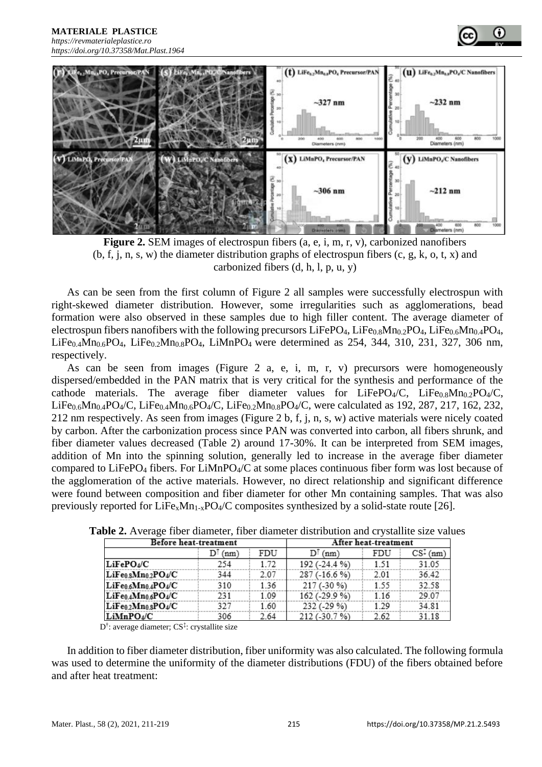**Figure 2.** SEM images of electrospun fibers (a, e, i, m, r, v), carbonized nanofibers (b, f, j, n, s, w) the diameter distribution graphs of electrospun fibers (c, g, k, o, t, x) and carbonized fibers (d, h, l, p, u, y)

As can be seen from the first column of Figure 2 all samples were successfully electrospun with right-skewed diameter distribution. However, some irregularities such as agglomerations, bead formation were also observed in these samples due to high filler content. The average diameter of electrospun fibers nanofibers with the following precursors $LiFePO_4$, $LiFe_{0.8}Mn_{0.2}PO_4$, $LiFe_{0.6}Mn_{0.4}PO_4$, $LiFe_{0.4}Mn_{0.6}PO_4$, $LiFe_{0.2}Mn_{0.8}PO_4$, $LiMnPO_4$ were determined as 254, 344, 310, 231, 327, 306 nm, respectively.

As can be seen from images (Figure 2 a, e, i, m, r, v) precursors were homogeneously dispersed/embedded in the PAN matrix that is very critical for the synthesis and performance of the cathode materials. The average fiber diameter values for $LiFePO_4/C$, $LiFe_{0.8}Mn_{0.2}PO_4/C$, $LiFe_{0.6}Mn_{0.4}PO_4/C$, $LiFe_{0.4}Mn_{0.6}PO_4/C$, $LiFe_{0.2}Mn_{0.8}PO_4/C$, were calculated as 192, 287, 217, 162, 232, 212 nm respectively. As seen from images (Figure 2 b, f, j, n, s, w) active materials were nicely coated by carbon. After the carbonization process since PAN was converted into carbon, all fibers shrunk, and fiber diameter values decreased (Table 2) around 17-30%. It can be interpreted from SEM images, addition of Mn into the spinning solution, generally led to increase in the average fiber diameter compared to $LiFePO_4$ fibers. For $LiMnPO_4/C$ at some places continuous fiber form was lost because of the agglomeration of the active materials. However, no direct relationship and significant difference were found between composition and fiber diameter for other Mn containing samples. That was also previously reported for $LiFe_xMn_{1-x}PO_4/C$ composites synthesized by a solid-state route [26].

**Table 2.** Average fiber diameter, fiber diameter distribution and crystallite size values

| Before heat-treatment | | | After heat-treatment | | |
|---|---|---|---|---|---|
| | $D^{\dagger}$ (nm) | FDU | $D^{\dagger}$ (nm) | FDU | $CS^{\ddagger}$ (nm) |
| $LiFePO_4/C$ | 254 | 1.72 | 192 (-24.4 %) | 1.51 | 31.05 |
| $LiFe_{0.8}Mn_{0.2}PO_4/C$ | 344 | 2.07 | 287 (-16.6 %) | 2.01 | 36.42 |
| $LiFe_{0.6}Mn_{0.4}PO_4/C$ | 310 | 1.36 | 217 (-30 %) | 1.55 | 32.58 |
| $LiFe_{0.4}Mn_{0.6}PO_4/C$ | 231 | 1.09 | 162 (-29.9 %) | 1.16 | 29.07 |
| $LiFe_{0.2}Mn_{0.8}PO_4/C$ | 327 | 1.60 | 232 (-29 %) | 1.29 | 34.81 |
| $LiMnPO_4/C$ | 306 | 2.64 | 212 (-30.7 %) | 2.62 | 31.18 |

$D^{\dagger}$: average diameter; $CS^{\ddagger}$: crystallite size

In addition to fiber diameter distribution, fiber uniformity was also calculated. The following formula was used to determine the uniformity of the diameter distributions (FDU) of the fibers obtained before and after heat treatment: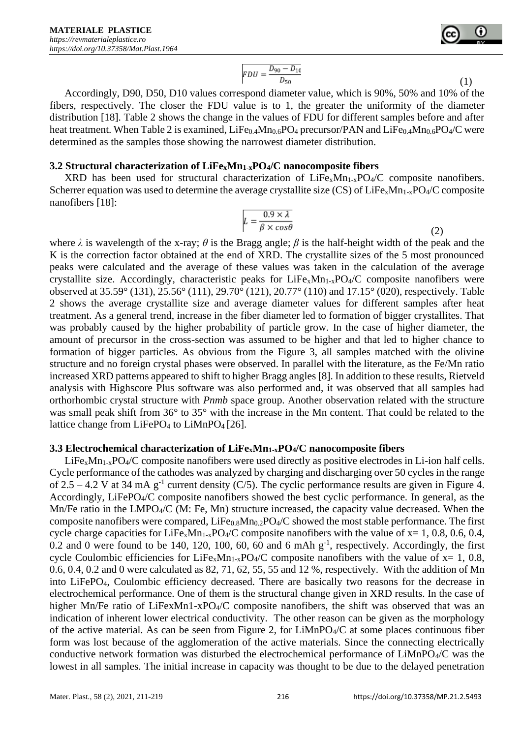$$FDU = \frac{D_{90} - D_{10}}{D_{50}} \quad (1)$$

Accordingly, D90, D50, D10 values correspond diameter value, which is 90%, 50% and 10% of the fibers, respectively. The closer the FDU value is to 1, the greater the uniformity of the diameter distribution [18]. Table 2 shows the change in the values of FDU for different samples before and after heat treatment. When Table 2 is examined, $LiFe_{0.4}Mn_{0.6}PO_4$ precursor/PAN and $LiFe_{0.4}Mn_{0.6}PO_4$/C were determined as the samples those showing the narrowest diameter distribution.

### 3.2 Structural characterization of $LiFe_xMn_{1-x}PO_4$/C nanocomposite fibers

XRD has been used for structural characterization of $LiFe_xMn_{1-x}PO_4$/C composite nanofibers. Scherrer equation was used to determine the average crystallite size (CS) of $LiFe_xMn_{1-x}PO_4$/C composite nanofibers [18]:

$$L = \frac{0.9 \times \lambda}{\beta \times cos\theta} \quad (2)$$

where $\lambda$ is wavelength of the x-ray; $\theta$ is the Bragg angle; $\beta$ is the half-height width of the peak and the K is the correction factor obtained at the end of XRD. The crystallite sizes of the 5 most pronounced peaks were calculated and the average of these values was taken in the calculation of the average crystallite size. Accordingly, characteristic peaks for $LiFe_xMn_{1-x}PO_4$/C composite nanofibers were observed at 35.59° (131), 25.56° (111), 29.70° (121), 20.77° (110) and 17.15° (020), respectively. Table 2 shows the average crystallite size and average diameter values for different samples after heat treatment. As a general trend, increase in the fiber diameter led to formation of bigger crystallites. That was probably caused by the higher probability of particle grow. In the case of higher diameter, the amount of precursor in the cross-section was assumed to be higher and that led to higher chance to formation of bigger particles. As obvious from the Figure 3, all samples matched with the olivine structure and no foreign crystal phases were observed. In parallel with the literature, as the Fe/Mn ratio increased XRD patterns appeared to shift to higher Bragg angles [8]. In addition to these results, Rietveld analysis with Highscore Plus software was also performed and, it was observed that all samples had orthorhombic crystal structure with *Pnmb* space group. Another observation related with the structure was small peak shift from 36° to 35° with the increase in the Mn content. That could be related to the lattice change from $LiFePO_4$ to $LiMnPO_4$ [26].

### 3.3 Electrochemical characterization of $LiFe_xMn_{1-x}PO_4$/C nanocomposite fibers

$LiFe_xMn_{1-x}PO_4$/C composite nanofibers were used directly as positive electrodes in Li-ion half cells. Cycle performance of the cathodes was analyzed by charging and discharging over 50 cycles in the range of 2.5 – 4.2 V at 34 mA $g^{-1}$ current density (C/5). The cyclic performance results are given in Figure 4. Accordingly, $LiFePO_4$/C composite nanofibers showed the best cyclic performance. In general, as the Mn/Fe ratio in the $LMPO_4$/C (M: Fe, Mn) structure increased, the capacity value decreased. When the composite nanofibers were compared, $LiFe_{0.8}Mn_{0.2}PO_4$/C showed the most stable performance. The first cycle charge capacities for $LiFe_xMn_{1-x}PO_4$/C composite nanofibers with the value of x= 1, 0.8, 0.6, 0.4, 0.2 and 0 were found to be 140, 120, 100, 60, 60 and 6 mAh $g^{-1}$, respectively. Accordingly, the first cycle Coulombic efficiencies for $LiFe_xMn_{1-x}PO_4$/C composite nanofibers with the value of x= 1, 0.8, 0.6, 0.4, 0.2 and 0 were calculated as 82, 71, 62, 55, 55 and 12 %, respectively. With the addition of Mn into $LiFePO_4$, Coulombic efficiency decreased. There are basically two reasons for the decrease in electrochemical performance. One of them is the structural change given in XRD results. In the case of higher Mn/Fe ratio of LiFexMn1-xPO4/C composite nanofibers, the shift was observed that was an indication of inherent lower electrical conductivity. The other reason can be given as the morphology of the active material. As can be seen from Figure 2, for $LiMnPO_4$/C at some places continuous fiber form was lost because of the agglomeration of the active materials. Since the connecting electrically conductive network formation was disturbed the electrochemical performance of $LiMnPO_4$/C was the lowest in all samples. The initial increase in capacity was thought to be due to the delayed penetration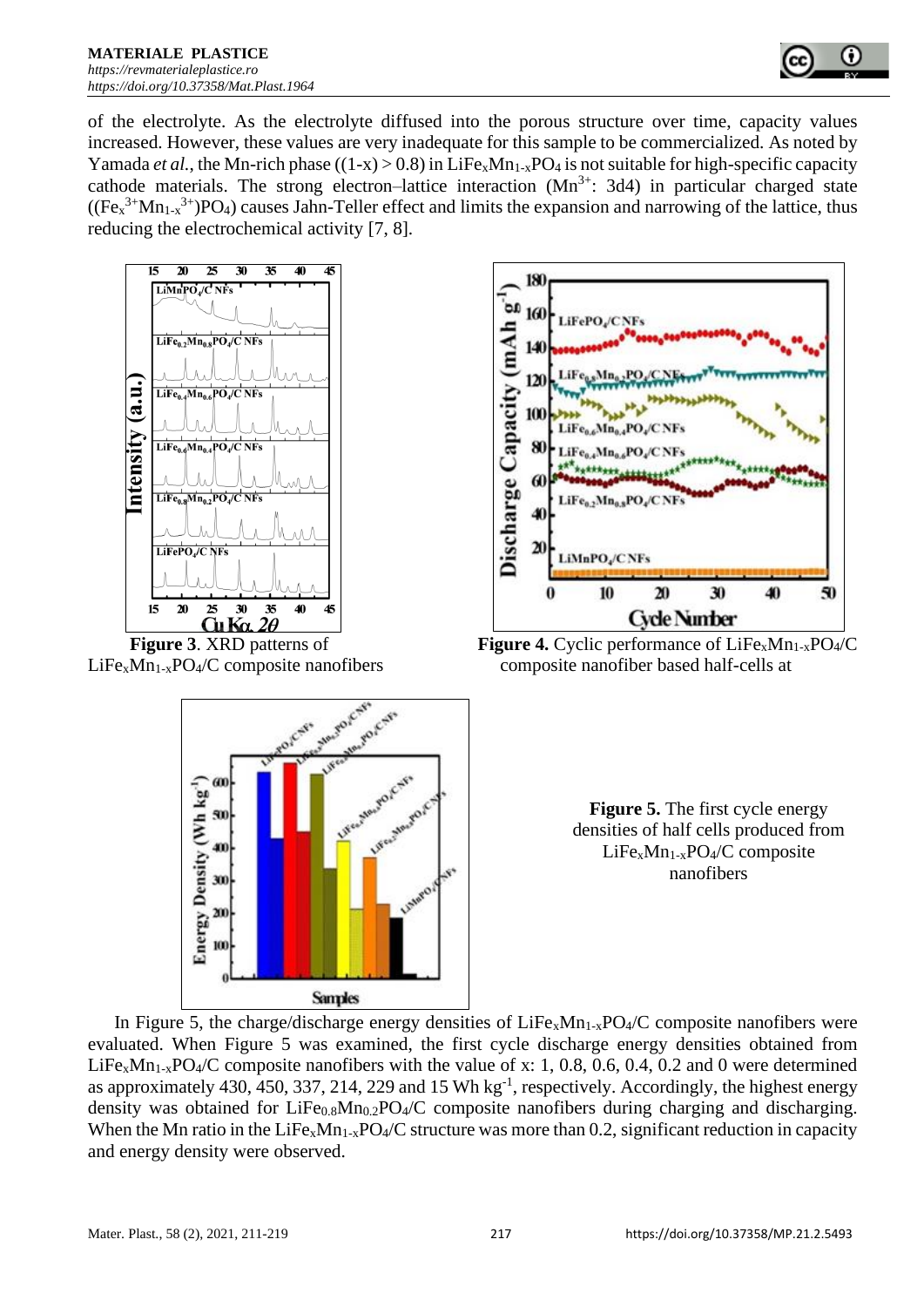of the electrolyte. As the electrolyte diffused into the porous structure over time, capacity values increased. However, these values are very inadequate for this sample to be commercialized. As noted by Yamada *et al.*, the Mn-rich phase ($(1-x) > 0.8$) in $LiFe_xMn_{1-x}PO_4$ is not suitable for high-specific capacity cathode materials. The strong electron–lattice interaction ($Mn^{3+}$: 3d4) in particular charged state ($(Fe_x^{3+}Mn_{1-x}^{3+})PO_4$) causes Jahn-Teller effect and limits the expansion and narrowing of the lattice, thus reducing the electrochemical activity [7, 8].

**Figure 3**. XRD patterns of $LiFe_xMn_{1-x}PO_4/C$ composite nanofibers

**Figure 4.** Cyclic performance of $LiFe_xMn_{1-x}PO_4/C$ composite nanofiber based half-cells at

**Figure 5.** The first cycle energy densities of half cells produced from $LiFe_xMn_{1-x}PO_4/C$ composite nanofibers

In Figure 5, the charge/discharge energy densities of $LiFe_xMn_{1-x}PO_4/C$ composite nanofibers were evaluated. When Figure 5 was examined, the first cycle discharge energy densities obtained from $LiFe_xMn_{1-x}PO_4/C$ composite nanofibers with the value of x: 1, 0.8, 0.6, 0.4, 0.2 and 0 were determined as approximately 430, 450, 337, 214, 229 and 15 Wh kg$^{-1}$, respectively. Accordingly, the highest energy density was obtained for $LiFe_{0.8}Mn_{0.2}PO_4/C$ composite nanofibers during charging and discharging. When the Mn ratio in the $LiFe_xMn_{1-x}PO_4/C$ structure was more than 0.2, significant reduction in capacity and energy density were observed.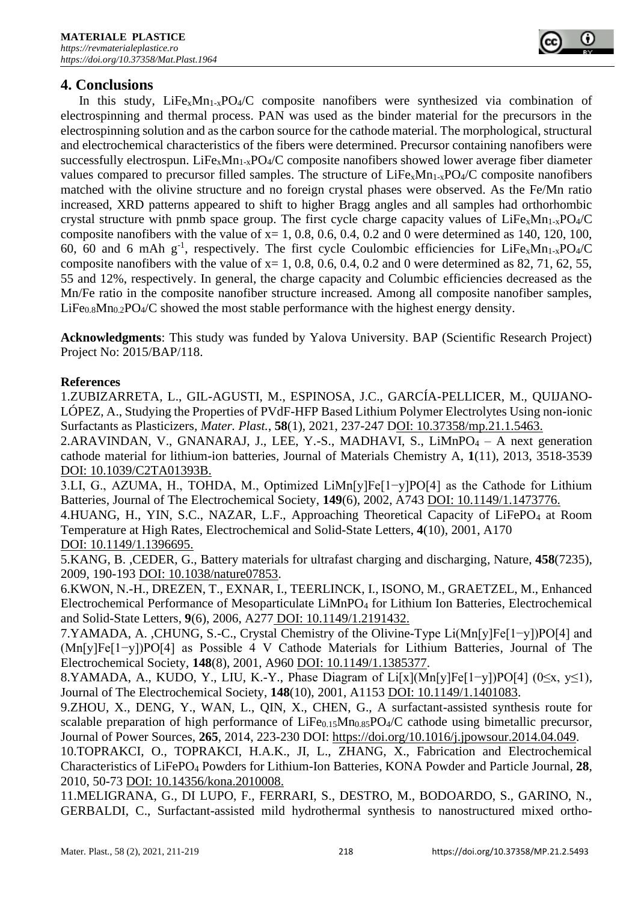## 4. Conclusions

In this study, $LiFe_xMn_{1-x}PO_4/C$ composite nanofibers were synthesized via combination of electrospinning and thermal process. PAN was used as the binder material for the precursors in the electrospinning solution and as the carbon source for the cathode material. The morphological, structural and electrochemical characteristics of the fibers were determined. Precursor containing nanofibers were successfully electrospun. $LiFe_xMn_{1-x}PO_4/C$ composite nanofibers showed lower average fiber diameter values compared to precursor filled samples. The structure of $LiFe_xMn_{1-x}PO_4/C$ composite nanofibers matched with the olivine structure and no foreign crystal phases were observed. As the Fe/Mn ratio increased, XRD patterns appeared to shift to higher Bragg angles and all samples had orthorhombic crystal structure with pnmb space group. The first cycle charge capacity values of $LiFe_xMn_{1-x}PO_4/C$ composite nanofibers with the value of x= 1, 0.8, 0.6, 0.4, 0.2 and 0 were determined as 140, 120, 100, 60, 60 and 6 mAh $g^{-1}$, respectively. The first cycle Coulombic efficiencies for $LiFe_xMn_{1-x}PO_4/C$ composite nanofibers with the value of x= 1, 0.8, 0.6, 0.4, 0.2 and 0 were determined as 82, 71, 62, 55, 55 and 12%, respectively. In general, the charge capacity and Columbic efficiencies decreased as the Mn/Fe ratio in the composite nanofiber structure increased. Among all composite nanofiber samples, $LiFe_{0.8}Mn_{0.2}PO_4/C$ showed the most stable performance with the highest energy density.

**Acknowledgments**: This study was funded by Yalova University. BAP (Scientific Research Project) Project No: 2015/BAP/118.

**References**

1.ZUBIZARRETA, L., GIL-AGUSTI, M., ESPINOSA, J.C., GARCÍA-PELLICER, M., QUIJANO-LÓPEZ, A., Studying the Properties of PVdF-HFP Based Lithium Polymer Electrolytes Using non-ionic Surfactants as Plasticizers, *Mater. Plast.*, **58**(1), 2021, 237-247 DOI: 10.37358/mp.21.1.5463.

2.ARAVINDAN, V., GNANARAJ, J., LEE, Y.-S., MADHAVI, S., $LiMnPO_4$ – A next generation cathode material for lithium-ion batteries, Journal of Materials Chemistry A, **1**(11), 2013, 3518-3539 DOI: 10.1039/C2TA01393B.

3.LI, G., AZUMA, H., TOHDA, M., Optimized LiMn[y]Fe[1−y]PO[4] as the Cathode for Lithium Batteries, Journal of The Electrochemical Society, **149**(6), 2002, A743 DOI: 10.1149/1.1473776.

4.HUANG, H., YIN, S.C., NAZAR, L.F., Approaching Theoretical Capacity of $LiFePO_4$ at Room Temperature at High Rates, Electrochemical and Solid-State Letters, **4**(10), 2001, A170 DOI: 10.1149/1.1396695.

5.KANG, B. ,CEDER, G., Battery materials for ultrafast charging and discharging, Nature, **458**(7235), 2009, 190-193 DOI: 10.1038/nature07853.

6.KWON, N.-H., DREZEN, T., EXNAR, I., TEERLINCK, I., ISONO, M., GRAETZEL, M., Enhanced Electrochemical Performance of Mesoparticulate $LiMnPO_4$ for Lithium Ion Batteries, Electrochemical and Solid-State Letters, **9**(6), 2006, A277 DOI: 10.1149/1.2191432.

7.YAMADA, A. ,CHUNG, S.-C., Crystal Chemistry of the Olivine-Type Li(Mn[y]Fe[1−y])PO[4] and (Mn[y]Fe[1−y])PO[4] as Possible 4 V Cathode Materials for Lithium Batteries, Journal of The Electrochemical Society, **148**(8), 2001, A960 DOI: 10.1149/1.1385377.

8.YAMADA, A., KUDO, Y., LIU, K.-Y., Phase Diagram of Li[x](Mn[y]Fe[1−y])PO[4] ($0 \leq x, y \leq 1$), Journal of The Electrochemical Society, **148**(10), 2001, A1153 DOI: 10.1149/1.1401083.

9.ZHOU, X., DENG, Y., WAN, L., QIN, X., CHEN, G., A surfactant-assisted synthesis route for scalable preparation of high performance of $LiFe_{0.15}Mn_{0.85}PO_4/C$ cathode using bimetallic precursor, Journal of Power Sources, **265**, 2014, 223-230 DOI: https://doi.org/10.1016/j.jpowsour.2014.04.049.

10.TOPRAKCI, O., TOPRAKCI, H.A.K., JI, L., ZHANG, X., Fabrication and Electrochemical Characteristics of $LiFePO_4$ Powders for Lithium-Ion Batteries, KONA Powder and Particle Journal, **28**, 2010, 50-73 DOI: 10.14356/kona.2010008.

11.MELIGRANA, G., DI LUPO, F., FERRARI, S., DESTRO, M., BODOARDO, S., GARINO, N., GERBALDI, C., Surfactant-assisted mild hydrothermal synthesis to nanostructured mixed ortho-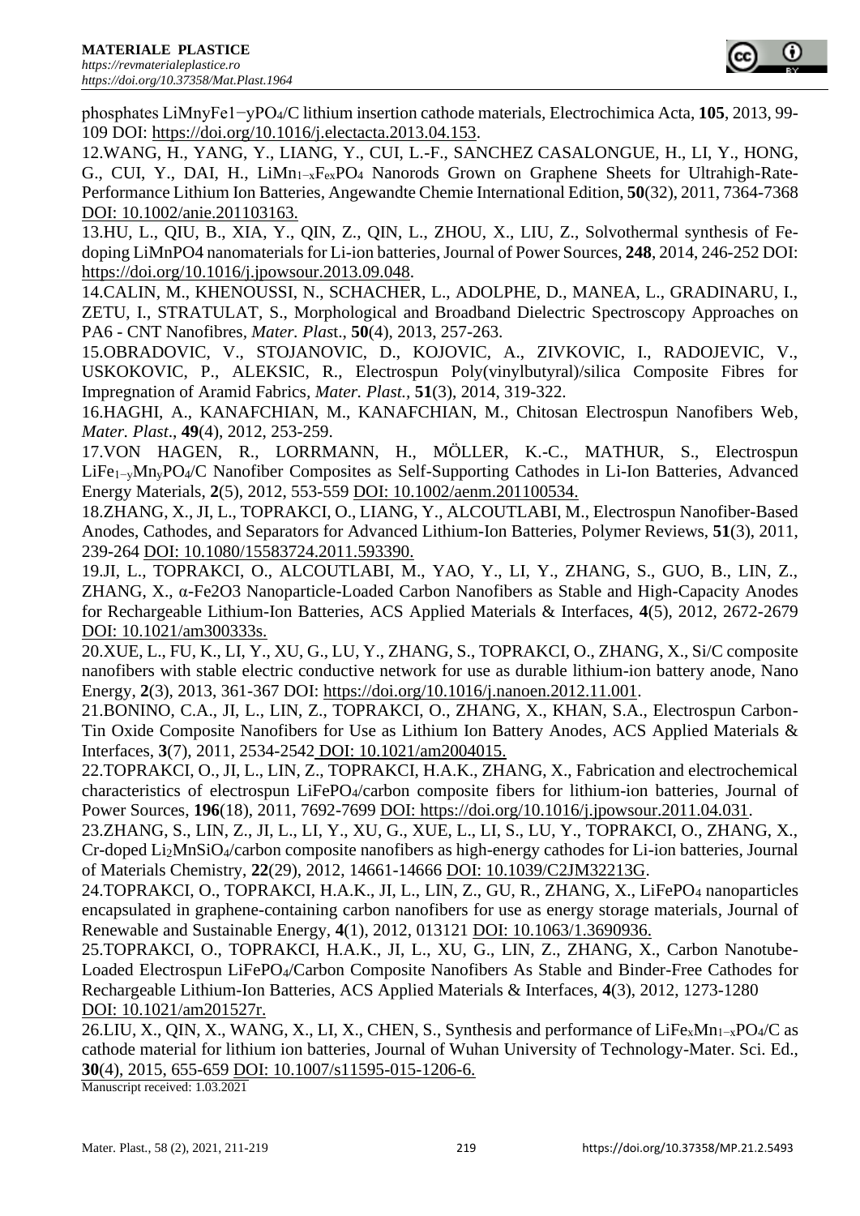phosphates $LiMn_yFe_{1-y}PO_4$/C lithium insertion cathode materials, Electrochimica Acta, **105**, 2013, 99-109 DOI: https://doi.org/10.1016/j.electacta.2013.04.153.

12.WANG, H., YANG, Y., LIANG, Y., CUI, L.-F., SANCHEZ CASALONGUE, H., LI, Y., HONG, G., CUI, Y., DAI, H., $LiMn_{1-x}Fe_xPO_4$ Nanorods Grown on Graphene Sheets for Ultrahigh-Rate-Performance Lithium Ion Batteries, Angewandte Chemie International Edition, **50**(32), 2011, 7364-7368 DOI: 10.1002/anie.201103163.

13.HU, L., QIU, B., XIA, Y., QIN, Z., QIN, L., ZHOU, X., LIU, Z., Solvothermal synthesis of Fe-doping $LiMnPO_4$ nanomaterials for Li-ion batteries, Journal of Power Sources, **248**, 2014, 246-252 DOI: https://doi.org/10.1016/j.jpowsour.2013.09.048.

14.CALIN, M., KHENOUSSI, N., SCHACHER, L., ADOLPHE, D., MANEA, L., GRADINARU, I., ZETU, I., STRATULAT, S., Morphological and Broadband Dielectric Spectroscopy Approaches on PA6 - CNT Nanofibres, *Mater. Plas*t., **50**(4), 2013, 257-263.

15.OBRADOVIC, V., STOJANOVIC, D., KOJOVIC, A., ZIVKOVIC, I., RADOJEVIC, V., USKOKOVIC, P., ALEKSIC, R., Electrospun Poly(vinylbutyral)/silica Composite Fibres for Impregnation of Aramid Fabrics, *Mater. Plast.*, **51**(3), 2014, 319-322.

16.HAGHI, A., KANAFCHIAN, M., KANAFCHIAN, M., Chitosan Electrospun Nanofibers Web, *Mater. Plast*., **49**(4), 2012, 253-259.

17.VON HAGEN, R., LORRMANN, H., MÖLLER, K.-C., MATHUR, S., Electrospun $LiFe_{1-y}Mn_yPO_4$/C Nanofiber Composites as Self-Supporting Cathodes in Li-Ion Batteries, Advanced Energy Materials, **2**(5), 2012, 553-559 DOI: 10.1002/aenm.201100534.

18.ZHANG, X., JI, L., TOPRAKCI, O., LIANG, Y., ALCOUTLABI, M., Electrospun Nanofiber-Based Anodes, Cathodes, and Separators for Advanced Lithium-Ion Batteries, Polymer Reviews, **51**(3), 2011, 239-264 DOI: 10.1080/15583724.2011.593390.

19.JI, L., TOPRAKCI, O., ALCOUTLABI, M., YAO, Y., LI, Y., ZHANG, S., GUO, B., LIN, Z., ZHANG, X., α-$Fe_2O_3$ Nanoparticle-Loaded Carbon Nanofibers as Stable and High-Capacity Anodes for Rechargeable Lithium-Ion Batteries, ACS Applied Materials & Interfaces, **4**(5), 2012, 2672-2679 DOI: 10.1021/am300333s.

20.XUE, L., FU, K., LI, Y., XU, G., LU, Y., ZHANG, S., TOPRAKCI, O., ZHANG, X., Si/C composite nanofibers with stable electric conductive network for use as durable lithium-ion battery anode, Nano Energy, **2**(3), 2013, 361-367 DOI: https://doi.org/10.1016/j.nanoen.2012.11.001.

21.BONINO, C.A., JI, L., LIN, Z., TOPRAKCI, O., ZHANG, X., KHAN, S.A., Electrospun Carbon-Tin Oxide Composite Nanofibers for Use as Lithium Ion Battery Anodes, ACS Applied Materials & Interfaces, **3**(7), 2011, 2534-2542 DOI: 10.1021/am2004015.

22.TOPRAKCI, O., JI, L., LIN, Z., TOPRAKCI, H.A.K., ZHANG, X., Fabrication and electrochemical characteristics of electrospun $LiFePO_4$/carbon composite fibers for lithium-ion batteries, Journal of Power Sources, **196**(18), 2011, 7692-7699 DOI: https://doi.org/10.1016/j.jpowsour.2011.04.031.

23.ZHANG, S., LIN, Z., JI, L., LI, Y., XU, G., XUE, L., LI, S., LU, Y., TOPRAKCI, O., ZHANG, X., Cr-doped $Li_2MnSiO_4$/carbon composite nanofibers as high-energy cathodes for Li-ion batteries, Journal of Materials Chemistry, **22**(29), 2012, 14661-14666 DOI: 10.1039/C2JM32213G.

24.TOPRAKCI, O., TOPRAKCI, H.A.K., JI, L., LIN, Z., GU, R., ZHANG, X., $LiFePO_4$ nanoparticles encapsulated in graphene-containing carbon nanofibers for use as energy storage materials, Journal of Renewable and Sustainable Energy, **4**(1), 2012, 013121 DOI: 10.1063/1.3690936.

25.TOPRAKCI, O., TOPRAKCI, H.A.K., JI, L., XU, G., LIN, Z., ZHANG, X., Carbon Nanotube-Loaded Electrospun $LiFePO_4$/Carbon Composite Nanofibers As Stable and Binder-Free Cathodes for Rechargeable Lithium-Ion Batteries, ACS Applied Materials & Interfaces, **4**(3), 2012, 1273-1280 DOI: 10.1021/am201527r.

26.LIU, X., QIN, X., WANG, X., LI, X., CHEN, S., Synthesis and performance of $LiFe_xMn_{1-x}PO_4$/C as cathode material for lithium ion batteries, Journal of Wuhan University of Technology-Mater. Sci. Ed., **30**(4), 2015, 655-659 DOI: 10.1007/s11595-015-1206-6.

Manuscript received: 1.03.2021